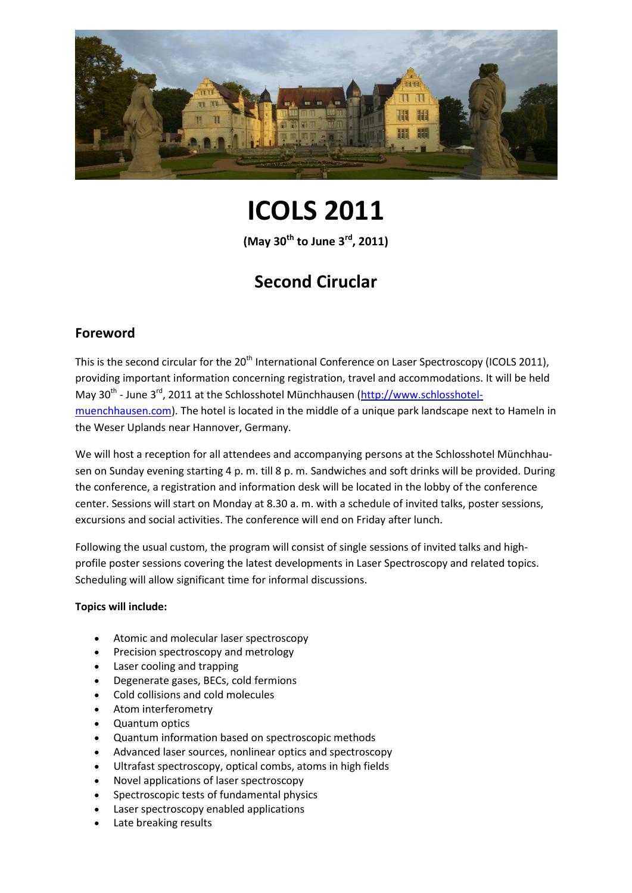# ICOLS 2011

**(May 30th to June 3rd, 2011)**

## Second Ciruclar

### Foreword

This is the second circular for the 20th International Conference on Laser Spectroscopy (ICOLS 2011), providing important information concerning registration, travel and accommodations. It will be held May 30th - June 3rd, 2011 at the Schlosshotel Münchhausen (http://www.schlosshotel-muenchhausen.com). The hotel is located in the middle of a unique park landscape next to Hameln in the Weser Uplands near Hannover, Germany.

We will host a reception for all attendees and accompanying persons at the Schlosshotel Münchhausen on Sunday evening starting 4 p. m. till 8 p. m. Sandwiches and soft drinks will be provided. During the conference, a registration and information desk will be located in the lobby of the conference center. Sessions will start on Monday at 8.30 a. m. with a schedule of invited talks, poster sessions, excursions and social activities. The conference will end on Friday after lunch.

Following the usual custom, the program will consist of single sessions of invited talks and high-profile poster sessions covering the latest developments in Laser Spectroscopy and related topics. Scheduling will allow significant time for informal discussions.

**Topics will include:**

- Atomic and molecular laser spectroscopy
- Precision spectroscopy and metrology
- Laser cooling and trapping
- Degenerate gases, BECs, cold fermions
- Cold collisions and cold molecules
- Atom interferometry
- Quantum optics
- Quantum information based on spectroscopic methods
- Advanced laser sources, nonlinear optics and spectroscopy
- Ultrafast spectroscopy, optical combs, atoms in high fields
- Novel applications of laser spectroscopy
- Spectroscopic tests of fundamental physics
- Laser spectroscopy enabled applications
- Late breaking results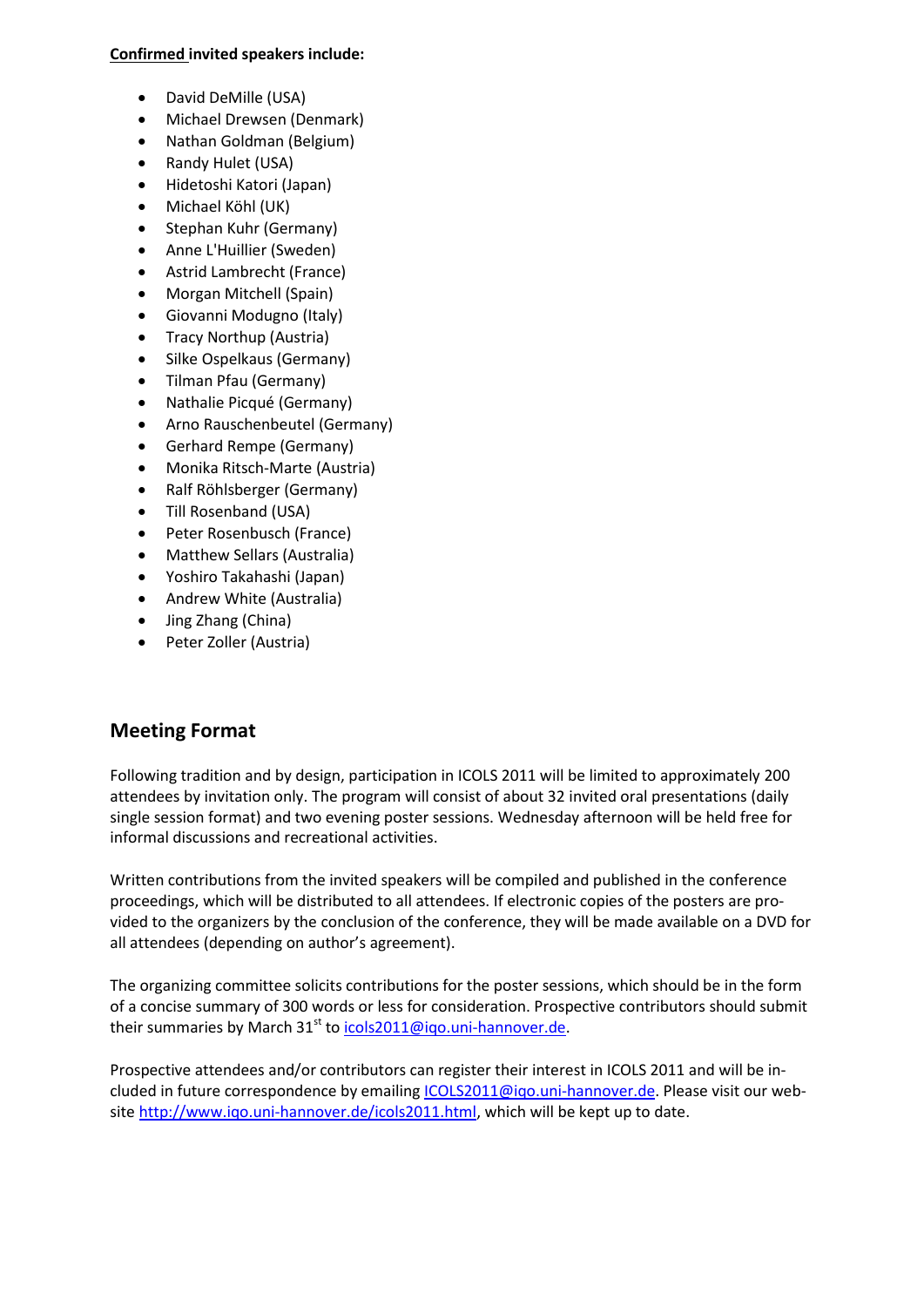**Confirmed invited speakers include:**

- David DeMille (USA)
- Michael Drewsen (Denmark)
- Nathan Goldman (Belgium)
- Randy Hulet (USA)
- Hidetoshi Katori (Japan)
- Michael Köhl (UK)
- Stephan Kuhr (Germany)
- Anne L'Huillier (Sweden)
- Astrid Lambrecht (France)
- Morgan Mitchell (Spain)
- Giovanni Modugno (Italy)
- Tracy Northup (Austria)
- Silke Ospelkaus (Germany)
- Tilman Pfau (Germany)
- Nathalie Picqué (Germany)
- Arno Rauschenbeutel (Germany)
- Gerhard Rempe (Germany)
- Monika Ritsch-Marte (Austria)
- Ralf Röhlsberger (Germany)
- Till Rosenband (USA)
- Peter Rosenbusch (France)
- Matthew Sellars (Australia)
- Yoshiro Takahashi (Japan)
- Andrew White (Australia)
- Jing Zhang (China)
- Peter Zoller (Austria)

## Meeting Format

Following tradition and by design, participation in ICOLS 2011 will be limited to approximately 200 attendees by invitation only. The program will consist of about 32 invited oral presentations (daily single session format) and two evening poster sessions. Wednesday afternoon will be held free for informal discussions and recreational activities.

Written contributions from the invited speakers will be compiled and published in the conference proceedings, which will be distributed to all attendees. If electronic copies of the posters are provided to the organizers by the conclusion of the conference, they will be made available on a DVD for all attendees (depending on author's agreement).

The organizing committee solicits contributions for the poster sessions, which should be in the form of a concise summary of 300 words or less for consideration. Prospective contributors should submit their summaries by March 31st to icols2011@iqo.uni-hannover.de.

Prospective attendees and/or contributors can register their interest in ICOLS 2011 and will be included in future correspondence by emailing ICOLS2011@iqo.uni-hannover.de. Please visit our website http://www.iqo.uni-hannover.de/icols2011.html, which will be kept up to date.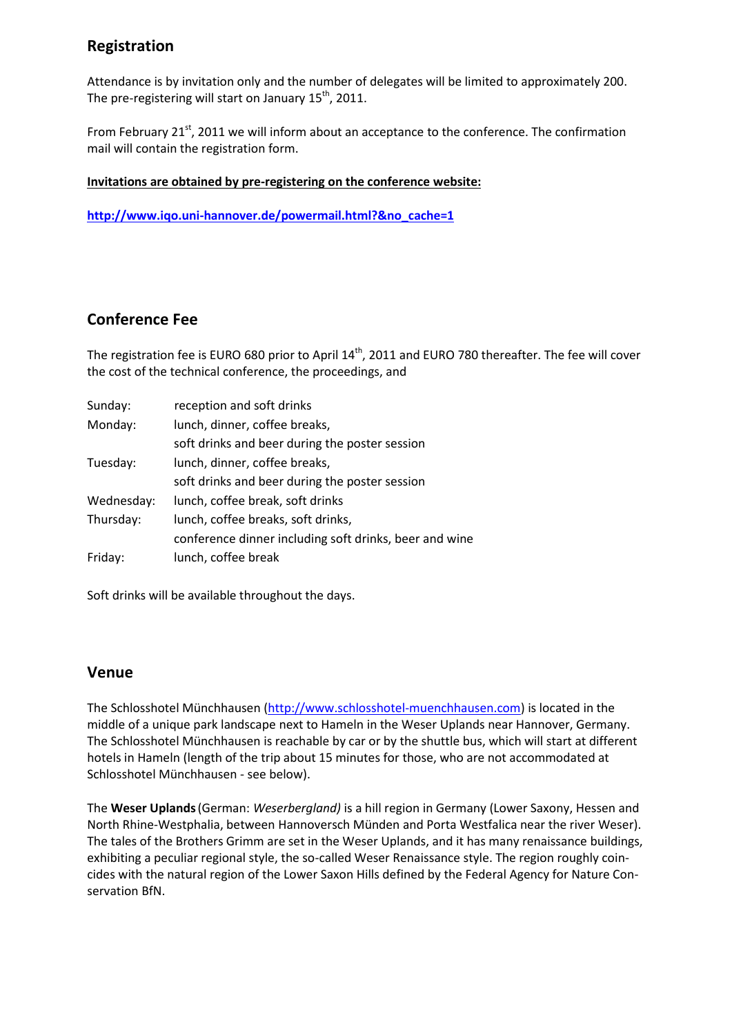## Registration

Attendance is by invitation only and the number of delegates will be limited to approximately 200. The pre-registering will start on January 15th, 2011.

From February 21st, 2011 we will inform about an acceptance to the conference. The confirmation mail will contain the registration form.

**Invitations are obtained by pre-registering on the conference website:**

**http://www.iqo.uni-hannover.de/powermail.html?&no_cache=1**

## Conference Fee

The registration fee is EURO 680 prior to April 14th, 2011 and EURO 780 thereafter. The fee will cover the cost of the technical conference, the proceedings, and

| | |
|---|---|
| Sunday: | reception and soft drinks |
| Monday: | lunch, dinner, coffee breaks, soft drinks and beer during the poster session |
| Tuesday: | lunch, dinner, coffee breaks, soft drinks and beer during the poster session |
| Wednesday: | lunch, coffee break, soft drinks |
| Thursday: | lunch, coffee breaks, soft drinks, conference dinner including soft drinks, beer and wine |
| Friday: | lunch, coffee break |

Soft drinks will be available throughout the days.

## Venue

The Schlosshotel Münchhausen (http://www.schlosshotel-muenchhausen.com) is located in the middle of a unique park landscape next to Hameln in the Weser Uplands near Hannover, Germany. The Schlosshotel Münchhausen is reachable by car or by the shuttle bus, which will start at different hotels in Hameln (length of the trip about 15 minutes for those, who are not accommodated at Schlosshotel Münchhausen - see below).

The **Weser Uplands** (German: *Weserbergland)* is a hill region in Germany (Lower Saxony, Hessen and North Rhine-Westphalia, between Hannoversch Münden and Porta Westfalica near the river Weser). The tales of the Brothers Grimm are set in the Weser Uplands, and it has many renaissance buildings, exhibiting a peculiar regional style, the so-called Weser Renaissance style. The region roughly coincides with the natural region of the Lower Saxon Hills defined by the Federal Agency for Nature Conservation BfN.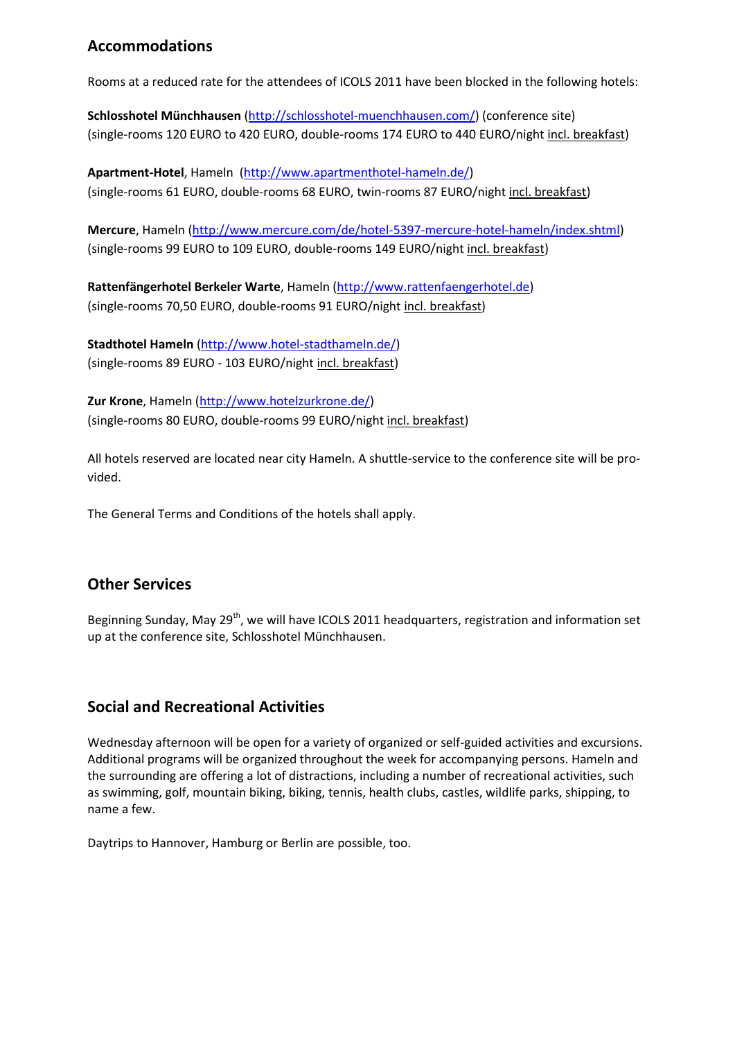## Accommodations

Rooms at a reduced rate for the attendees of ICOLS 2011 have been blocked in the following hotels:

**Schlosshotel Münchhausen** (http://schlosshotel-muenchhausen.com/) (conference site)
(single-rooms 120 EURO to 420 EURO, double-rooms 174 EURO to 440 EURO/night incl. breakfast)

**Apartment-Hotel**, Hameln (http://www.apartmenthotel-hameln.de/)
(single-rooms 61 EURO, double-rooms 68 EURO, twin-rooms 87 EURO/night incl. breakfast)

**Mercure**, Hameln (http://www.mercure.com/de/hotel-5397-mercure-hotel-hameln/index.shtml)
(single-rooms 99 EURO to 109 EURO, double-rooms 149 EURO/night incl. breakfast)

**Rattenfängerhotel Berkeler Warte**, Hameln (http://www.rattenfaengerhotel.de)
(single-rooms 70,50 EURO, double-rooms 91 EURO/night incl. breakfast)

**Stadthotel Hameln** (http://www.hotel-stadthameln.de/)
(single-rooms 89 EURO - 103 EURO/night incl. breakfast)

**Zur Krone**, Hameln (http://www.hotelzurkrone.de/)
(single-rooms 80 EURO, double-rooms 99 EURO/night incl. breakfast)

All hotels reserved are located near city Hameln. A shuttle-service to the conference site will be provided.

The General Terms and Conditions of the hotels shall apply.

## Other Services

Beginning Sunday, May 29th, we will have ICOLS 2011 headquarters, registration and information set up at the conference site, Schlosshotel Münchhausen.

## Social and Recreational Activities

Wednesday afternoon will be open for a variety of organized or self-guided activities and excursions. Additional programs will be organized throughout the week for accompanying persons. Hameln and the surrounding are offering a lot of distractions, including a number of recreational activities, such as swimming, golf, mountain biking, biking, tennis, health clubs, castles, wildlife parks, shipping, to name a few.

Daytrips to Hannover, Hamburg or Berlin are possible, too.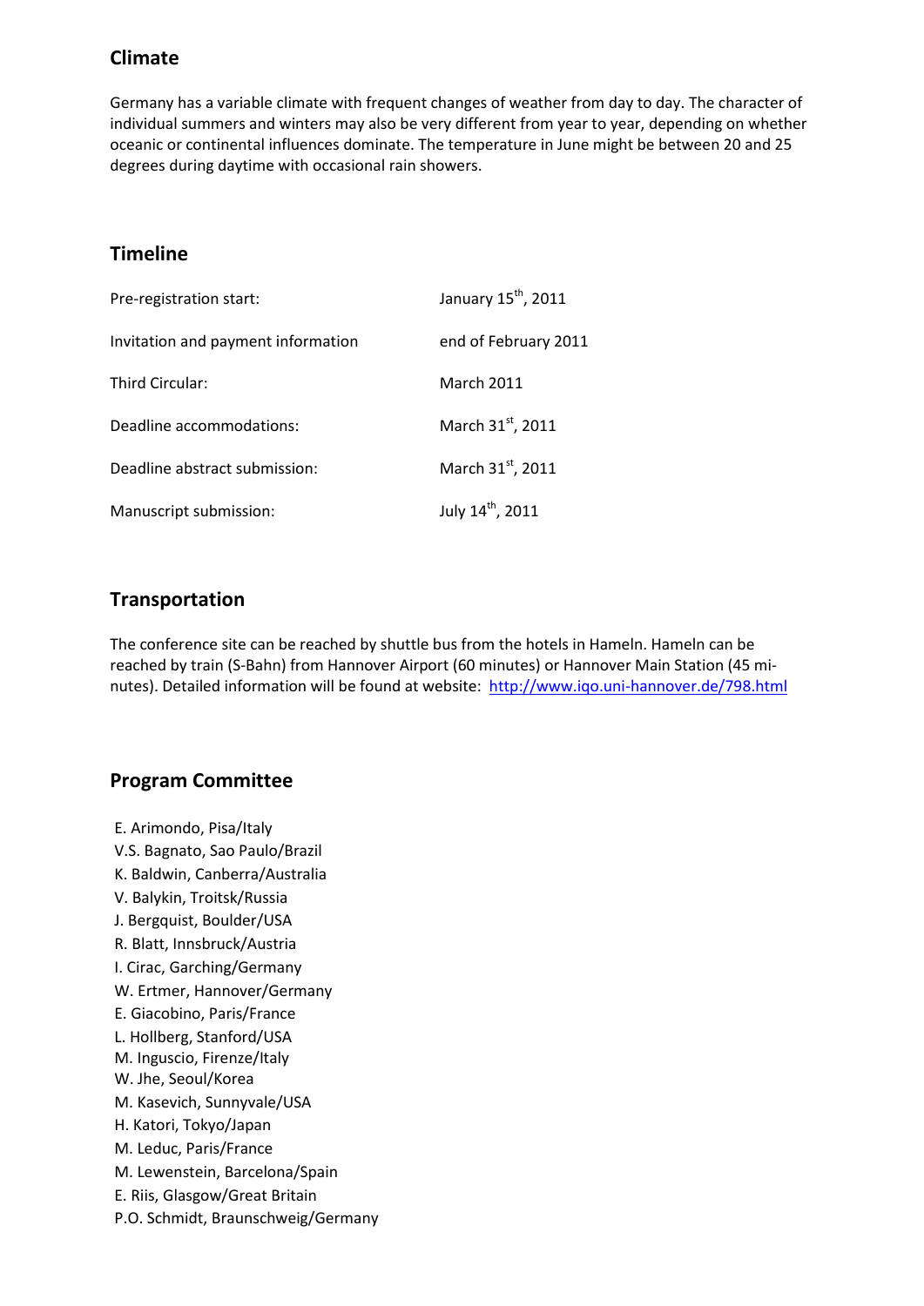## Climate

Germany has a variable climate with frequent changes of weather from day to day. The character of individual summers and winters may also be very different from year to year, depending on whether oceanic or continental influences dominate. The temperature in June might be between 20 and 25 degrees during daytime with occasional rain showers.

## Timeline

| | |
|---|---|
| Pre-registration start: | January 15th, 2011 |
| Invitation and payment information | end of February 2011 |
| Third Circular: | March 2011 |
| Deadline accommodations: | March 31st, 2011 |
| Deadline abstract submission: | March 31st, 2011 |
| Manuscript submission: | July 14th, 2011 |

## Transportation

The conference site can be reached by shuttle bus from the hotels in Hameln. Hameln can be reached by train (S-Bahn) from Hannover Airport (60 minutes) or Hannover Main Station (45 minutes). Detailed information will be found at website: http://www.iqo.uni-hannover.de/798.html

## Program Committee

E. Arimondo, Pisa/Italy
V.S. Bagnato, Sao Paulo/Brazil
K. Baldwin, Canberra/Australia
V. Balykin, Troitsk/Russia
J. Bergquist, Boulder/USA
R. Blatt, Innsbruck/Austria
I. Cirac, Garching/Germany
W. Ertmer, Hannover/Germany
E. Giacobino, Paris/France
L. Hollberg, Stanford/USA
M. Inguscio, Firenze/Italy
W. Jhe, Seoul/Korea
M. Kasevich, Sunnyvale/USA
H. Katori, Tokyo/Japan
M. Leduc, Paris/France
M. Lewenstein, Barcelona/Spain
E. Riis, Glasgow/Great Britain
P.O. Schmidt, Braunschweig/Germany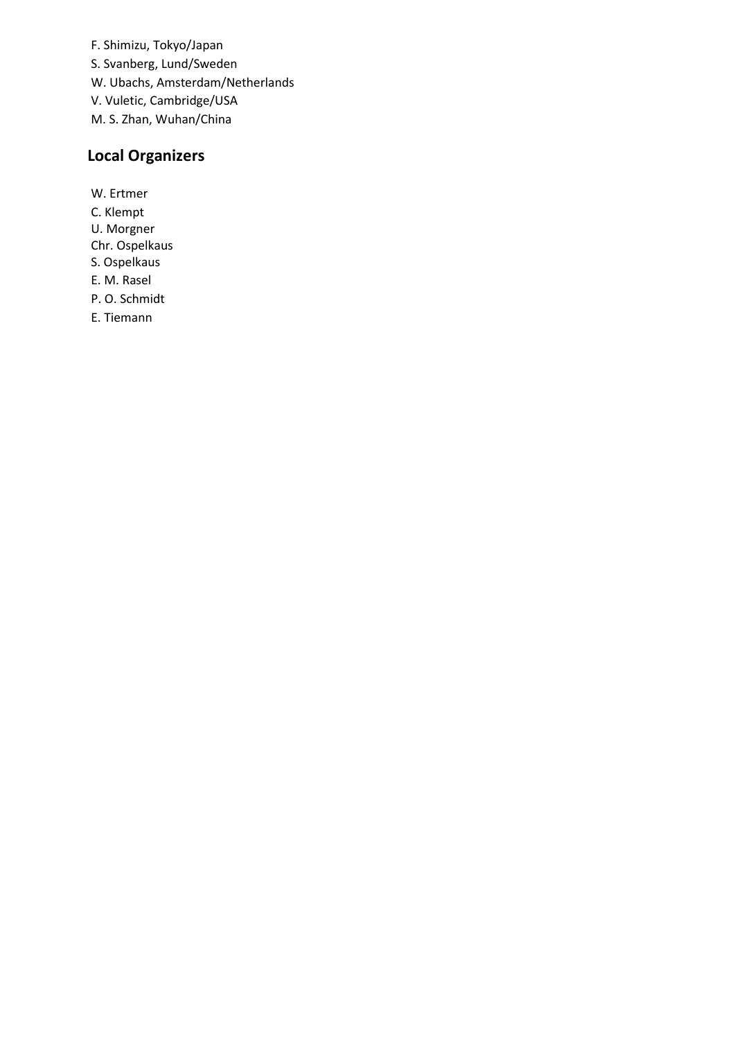F. Shimizu, Tokyo/Japan
S. Svanberg, Lund/Sweden
W. Ubachs, Amsterdam/Netherlands
V. Vuletic, Cambridge/USA
M. S. Zhan, Wuhan/China

## Local Organizers

W. Ertmer
C. Klempt
U. Morgner
Chr. Ospelkaus
S. Ospelkaus
E. M. Rasel
P. O. Schmidt
E. Tiemann